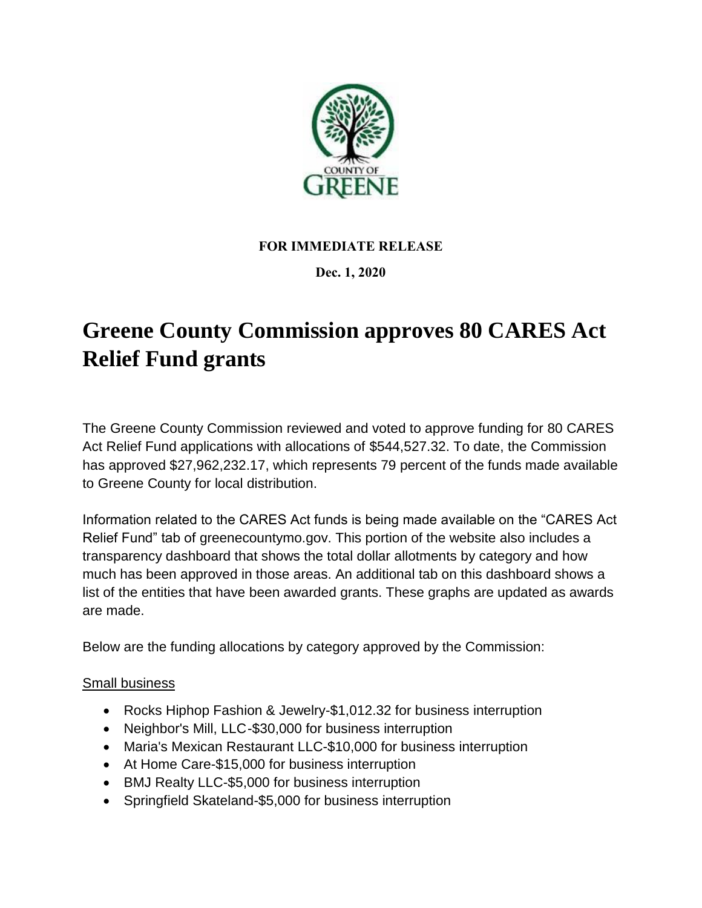**FOR IMMEDIATE RELEASE**

**Dec. 1, 2020**

# Greene County Commission approves 80 CARES Act Relief Fund grants

The Greene County Commission reviewed and voted to approve funding for 80 CARES Act Relief Fund applications with allocations of $544,527.32. To date, the Commission has approved $27,962,232.17, which represents 79 percent of the funds made available to Greene County for local distribution.

Information related to the CARES Act funds is being made available on the "CARES Act Relief Fund" tab of greenecountymo.gov. This portion of the website also includes a transparency dashboard that shows the total dollar allotments by category and how much has been approved in those areas. An additional tab on this dashboard shows a list of the entities that have been awarded grants. These graphs are updated as awards are made.

Below are the funding allocations by category approved by the Commission:

<u>Small business</u>

- Rocks Hiphop Fashion & Jewelry-$1,012.32 for business interruption
- Neighbor's Mill, LLC-$30,000 for business interruption
- Maria's Mexican Restaurant LLC-$10,000 for business interruption
- At Home Care-$15,000 for business interruption
- BMJ Realty LLC-$5,000 for business interruption
- Springfield Skateland-$5,000 for business interruption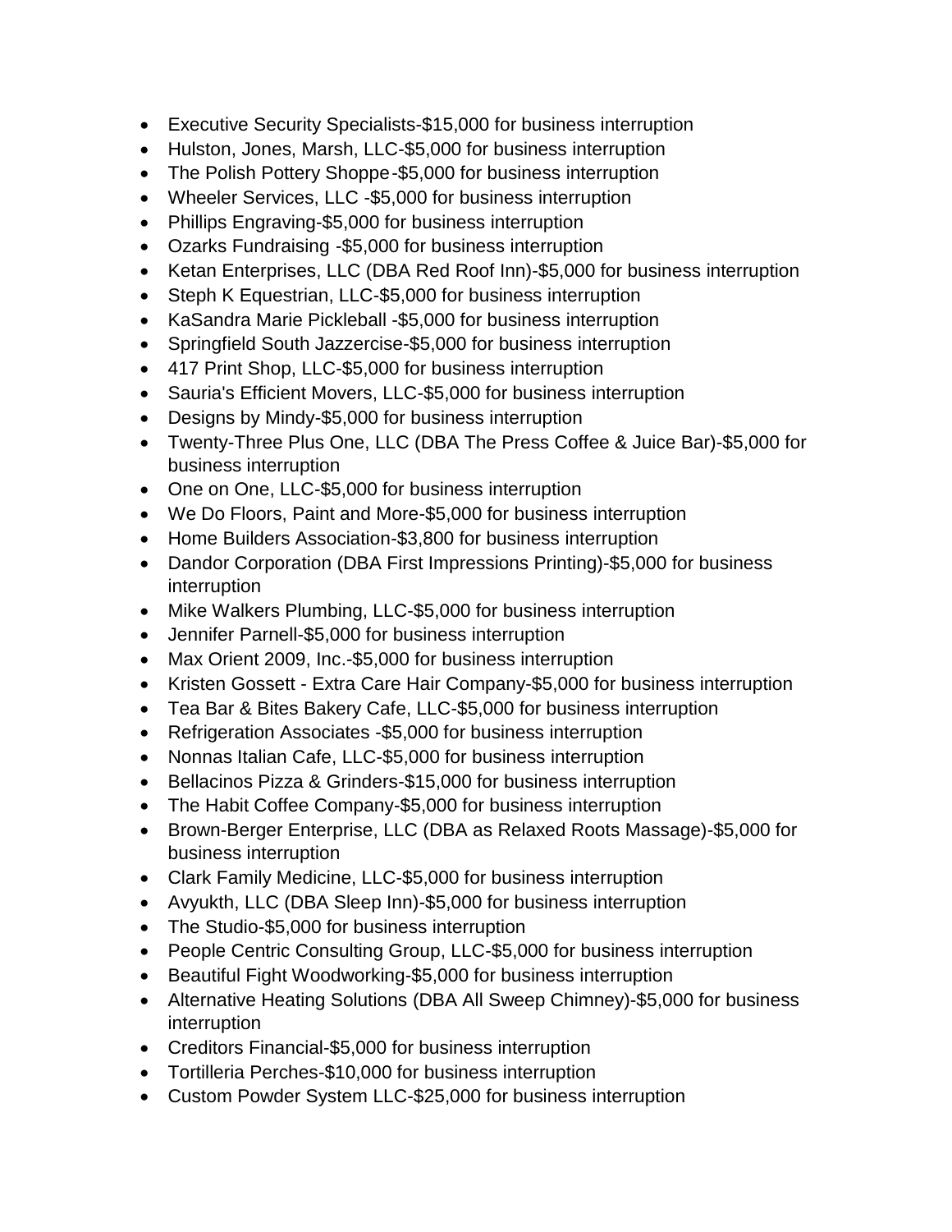- Executive Security Specialists-$15,000 for business interruption
- Hulston, Jones, Marsh, LLC-$5,000 for business interruption
- The Polish Pottery Shoppe-$5,000 for business interruption
- Wheeler Services, LLC -$5,000 for business interruption
- Phillips Engraving-$5,000 for business interruption
- Ozarks Fundraising -$5,000 for business interruption
- Ketan Enterprises, LLC (DBA Red Roof Inn)-$5,000 for business interruption
- Steph K Equestrian, LLC-$5,000 for business interruption
- KaSandra Marie Pickleball -$5,000 for business interruption
- Springfield South Jazzercise-$5,000 for business interruption
- 417 Print Shop, LLC-$5,000 for business interruption
- Sauria's Efficient Movers, LLC-$5,000 for business interruption
- Designs by Mindy-$5,000 for business interruption
- Twenty-Three Plus One, LLC (DBA The Press Coffee & Juice Bar)-$5,000 for business interruption
- One on One, LLC-$5,000 for business interruption
- We Do Floors, Paint and More-$5,000 for business interruption
- Home Builders Association-$3,800 for business interruption
- Dandor Corporation (DBA First Impressions Printing)-$5,000 for business interruption
- Mike Walkers Plumbing, LLC-$5,000 for business interruption
- Jennifer Parnell-$5,000 for business interruption
- Max Orient 2009, Inc.-$5,000 for business interruption
- Kristen Gossett - Extra Care Hair Company-$5,000 for business interruption
- Tea Bar & Bites Bakery Cafe, LLC-$5,000 for business interruption
- Refrigeration Associates -$5,000 for business interruption
- Nonnas Italian Cafe, LLC-$5,000 for business interruption
- Bellacinos Pizza & Grinders-$15,000 for business interruption
- The Habit Coffee Company-$5,000 for business interruption
- Brown-Berger Enterprise, LLC (DBA as Relaxed Roots Massage)-$5,000 for business interruption
- Clark Family Medicine, LLC-$5,000 for business interruption
- Avyukth, LLC (DBA Sleep Inn)-$5,000 for business interruption
- The Studio-$5,000 for business interruption
- People Centric Consulting Group, LLC-$5,000 for business interruption
- Beautiful Fight Woodworking-$5,000 for business interruption
- Alternative Heating Solutions (DBA All Sweep Chimney)-$5,000 for business interruption
- Creditors Financial-$5,000 for business interruption
- Tortilleria Perches-$10,000 for business interruption
- Custom Powder System LLC-$25,000 for business interruption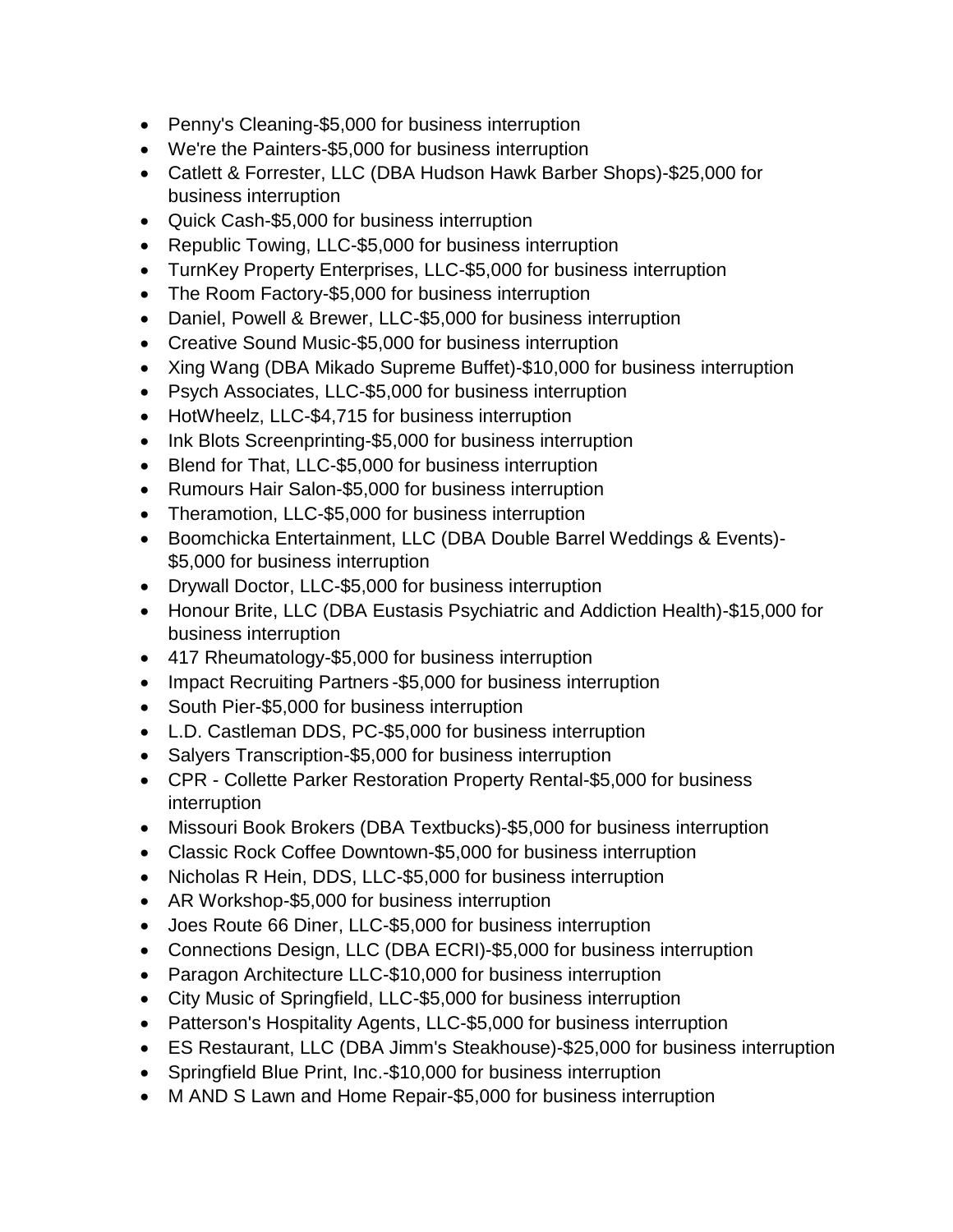- Penny's Cleaning-$5,000 for business interruption
- We're the Painters-$5,000 for business interruption
- Catlett & Forrester, LLC (DBA Hudson Hawk Barber Shops)-$25,000 for business interruption
- Quick Cash-$5,000 for business interruption
- Republic Towing, LLC-$5,000 for business interruption
- TurnKey Property Enterprises, LLC-$5,000 for business interruption
- The Room Factory-$5,000 for business interruption
- Daniel, Powell & Brewer, LLC-$5,000 for business interruption
- Creative Sound Music-$5,000 for business interruption
- Xing Wang (DBA Mikado Supreme Buffet)-$10,000 for business interruption
- Psych Associates, LLC-$5,000 for business interruption
- HotWheelz, LLC-$4,715 for business interruption
- Ink Blots Screenprinting-$5,000 for business interruption
- Blend for That, LLC-$5,000 for business interruption
- Rumours Hair Salon-$5,000 for business interruption
- Theramotion, LLC-$5,000 for business interruption
- Boomchicka Entertainment, LLC (DBA Double Barrel Weddings & Events)-$5,000 for business interruption
- Drywall Doctor, LLC-$5,000 for business interruption
- Honour Brite, LLC (DBA Eustasis Psychiatric and Addiction Health)-$15,000 for business interruption
- 417 Rheumatology-$5,000 for business interruption
- Impact Recruiting Partners -$5,000 for business interruption
- South Pier-$5,000 for business interruption
- L.D. Castleman DDS, PC-$5,000 for business interruption
- Salyers Transcription-$5,000 for business interruption
- CPR - Collette Parker Restoration Property Rental-$5,000 for business interruption
- Missouri Book Brokers (DBA Textbucks)-$5,000 for business interruption
- Classic Rock Coffee Downtown-$5,000 for business interruption
- Nicholas R Hein, DDS, LLC-$5,000 for business interruption
- AR Workshop-$5,000 for business interruption
- Joes Route 66 Diner, LLC-$5,000 for business interruption
- Connections Design, LLC (DBA ECRI)-$5,000 for business interruption
- Paragon Architecture LLC-$10,000 for business interruption
- City Music of Springfield, LLC-$5,000 for business interruption
- Patterson's Hospitality Agents, LLC-$5,000 for business interruption
- ES Restaurant, LLC (DBA Jimm's Steakhouse)-$25,000 for business interruption
- Springfield Blue Print, Inc.-$10,000 for business interruption
- M AND S Lawn and Home Repair-$5,000 for business interruption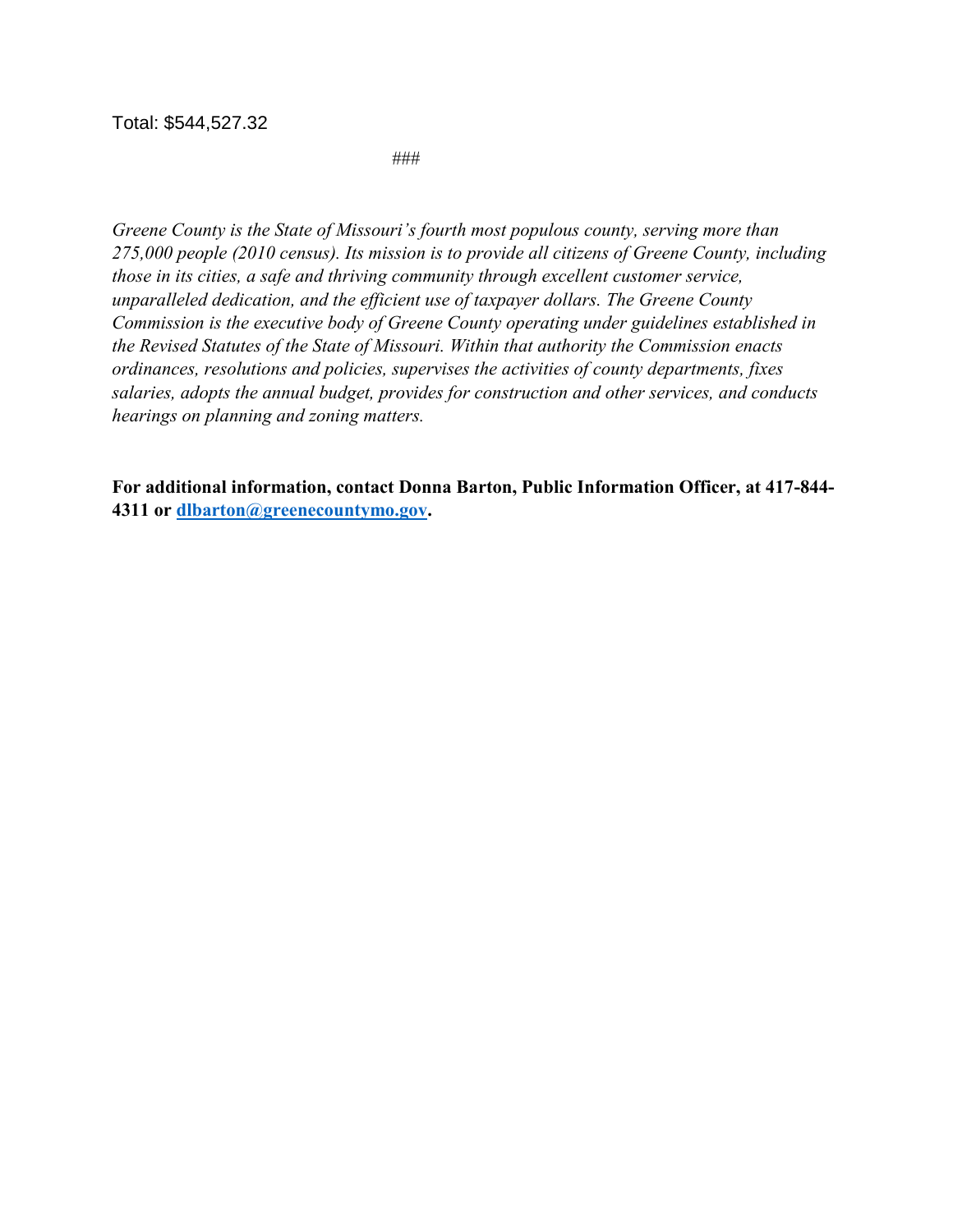Total: $544,527.32

###

*Greene County is the State of Missouri's fourth most populous county, serving more than 275,000 people (2010 census). Its mission is to provide all citizens of Greene County, including those in its cities, a safe and thriving community through excellent customer service, unparalleled dedication, and the efficient use of taxpayer dollars. The Greene County Commission is the executive body of Greene County operating under guidelines established in the Revised Statutes of the State of Missouri. Within that authority the Commission enacts ordinances, resolutions and policies, supervises the activities of county departments, fixes salaries, adopts the annual budget, provides for construction and other services, and conducts hearings on planning and zoning matters.*

**For additional information, contact Donna Barton, Public Information Officer, at 417-844-4311 or [dlbarton@greenecountymo.gov](mailto:dlbarton@greenecountymo.gov).**